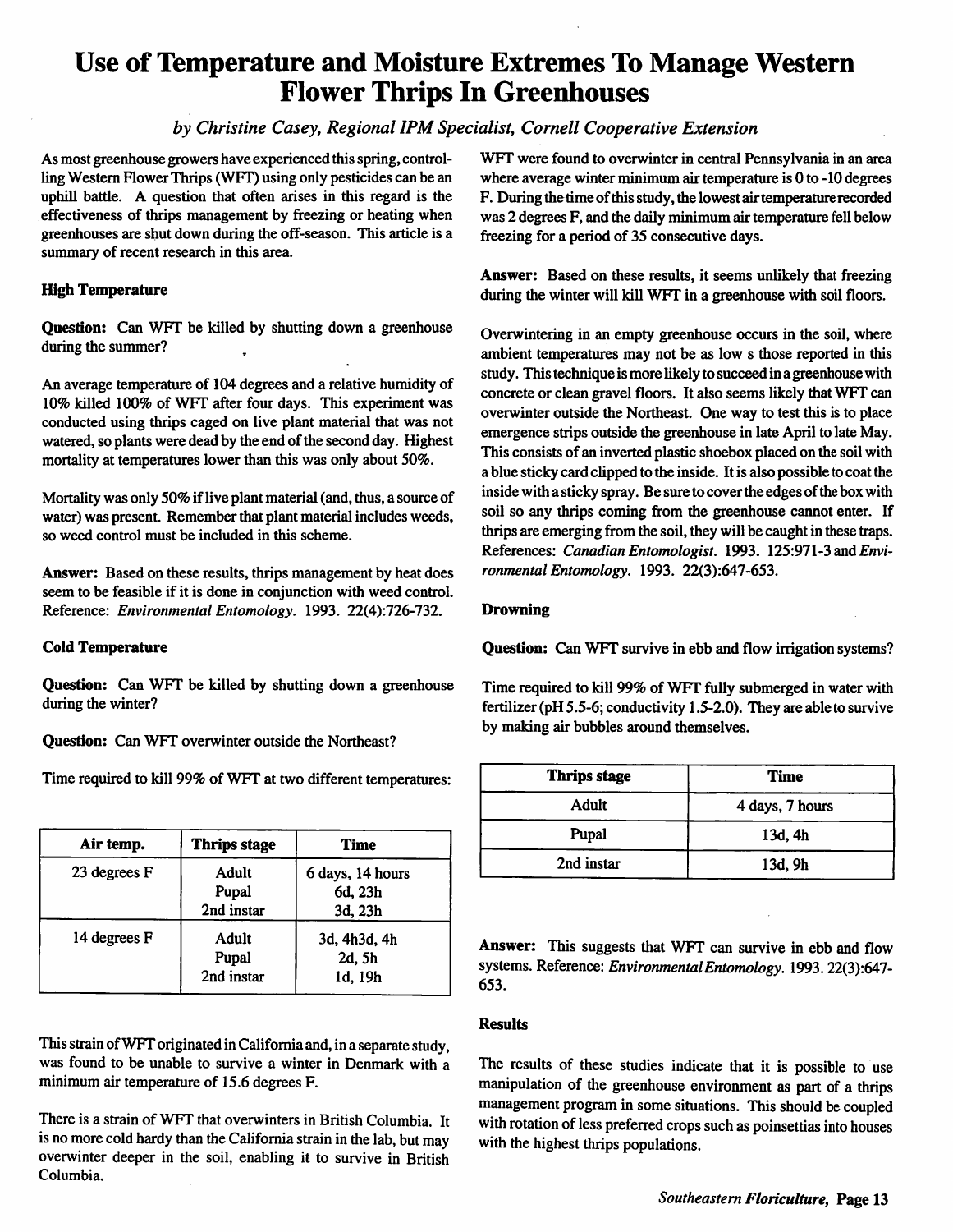// Added by the OCR system
# Use of Temperature and Moisture Extremes To Manage Western Flower Thrips In Greenhouses

*by Christine Casey, Regional IPM Specialist, Cornell Cooperative Extension*

As most greenhouse growers have experienced this spring, controlling Western Flower Thrips (WFT) using only pesticides can be an uphill battle. A question that often arises in this regard is the effectiveness of thrips management by freezing or heating when greenhouses are shut down during the off-season. This article is a summary of recent research in this area.

**High Temperature**

**Question:** Can WFT be killed by shutting down a greenhouse during the summer?

An average temperature of 104 degrees and a relative humidity of 10% killed 100% of WFT after four days. This experiment was conducted using thrips caged on live plant material that was not watered, so plants were dead by the end of the second day. Highest mortality at temperatures lower than this was only about 50%.

Mortality was only 50% if live plant material (and, thus, a source of water) was present. Remember that plant material includes weeds, so weed control must be included in this scheme.

**Answer:** Based on these results, thrips management by heat does seem to be feasible if it is done in conjunction with weed control. Reference: *Environmental Entomology*. 1993. 22(4):726-732.

**Cold Temperature**

**Question:** Can WFT be killed by shutting down a greenhouse during the winter?

**Question:** Can WFT overwinter outside the Northeast?

Time required to kill 99% of WFT at two different temperatures:

| Air temp. | Thrips stage | Time |
|---|---|---|
| 23 degrees F | Adult<br>Pupal<br>2nd instar | 6 days, 14 hours<br>6d, 23h<br>3d, 23h |
| 14 degrees F | Adult<br>Pupal<br>2nd instar | 3d, 4h3d, 4h<br>2d, 5h<br>1d, 19h |

This strain of WFT originated in California and, in a separate study, was found to be unable to survive a winter in Denmark with a minimum air temperature of 15.6 degrees F.

There is a strain of WFT that overwinters in British Columbia. It is no more cold hardy than the California strain in the lab, but may overwinter deeper in the soil, enabling it to survive in British Columbia.

WFT were found to overwinter in central Pennsylvania in an area where average winter minimum air temperature is 0 to -10 degrees F. During the time of this study, the lowest air temperature recorded was 2 degrees F, and the daily minimum air temperature fell below freezing for a period of 35 consecutive days.

**Answer:** Based on these results, it seems unlikely that freezing during the winter will kill WFT in a greenhouse with soil floors.

Overwintering in an empty greenhouse occurs in the soil, where ambient temperatures may not be as low s those reported in this study. This technique is more likely to succeed in a greenhouse with concrete or clean gravel floors. It also seems likely that WFT can overwinter outside the Northeast. One way to test this is to place emergence strips outside the greenhouse in late April to late May. This consists of an inverted plastic shoebox placed on the soil with a blue sticky card clipped to the inside. It is also possible to coat the inside with a sticky spray. Be sure to cover the edges of the box with soil so any thrips coming from the greenhouse cannot enter. If thrips are emerging from the soil, they will be caught in these traps. References: *Canadian Entomologist*. 1993. 125:971-3 and *Environmental Entomology*. 1993. 22(3):647-653.

**Drowning**

**Question:** Can WFT survive in ebb and flow irrigation systems?

Time required to kill 99% of WFT fully submerged in water with fertilizer (pH 5.5-6; conductivity 1.5-2.0). They are able to survive by making air bubbles around themselves.

| Thrips stage | Time |
|---|---|
| Adult | 4 days, 7 hours |
| Pupal | 13d, 4h |
| 2nd instar | 13d, 9h |

**Answer:** This suggests that WFT can survive in ebb and flow systems. Reference: *Environmental Entomology*. 1993. 22(3):647-653.

**Results**

The results of these studies indicate that it is possible to use manipulation of the greenhouse environment as part of a thrips management program in some situations. This should be coupled with rotation of less preferred crops such as poinsettias into houses with the highest thrips populations.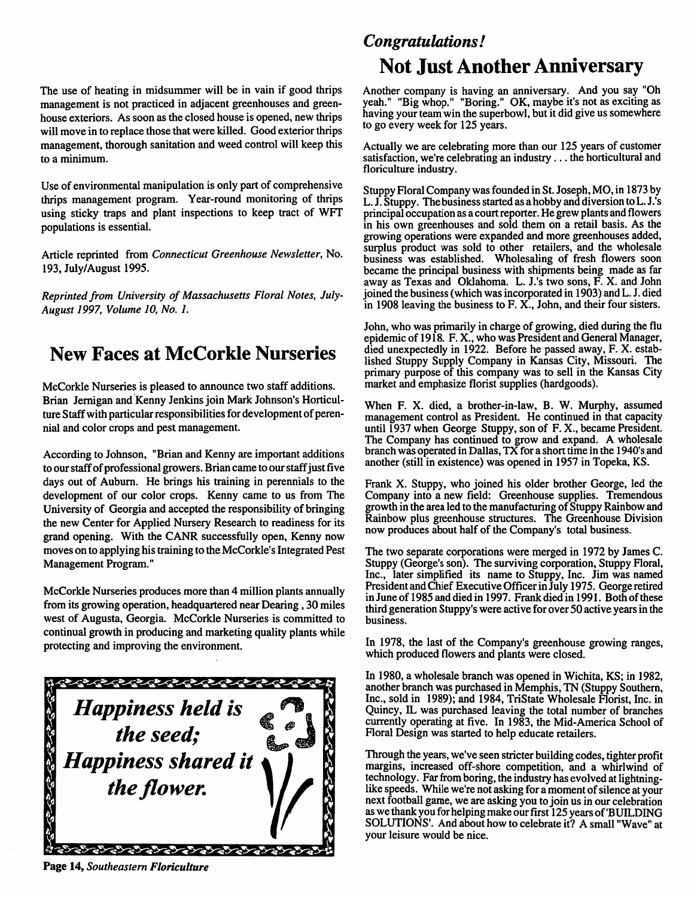The use of heating in midsummer will be in vain if good thrips management is not practiced in adjacent greenhouses and greenhouse exteriors. As soon as the closed house is opened, new thrips will move in to replace those that were killed. Good exterior thrips management, thorough sanitation and weed control will keep this to a minimum.

Use of environmental manipulation is only part of comprehensive thrips management program. Year-round monitoring of thrips using sticky traps and plant inspections to keep tract of WFT populations is essential.

Article reprinted from *Connecticut Greenhouse Newsletter*, No. 193, July/August 1995.

*Reprinted from University of Massachusetts Floral Notes, July-August 1997, Volume 10, No. 1.*

## New Faces at McCorkle Nurseries

McCorkle Nurseries is pleased to announce two staff additions. Brian Jernigan and Kenny Jenkins join Mark Johnson's Horticulture Staff with particular responsibilities for development of perennial and color crops and pest management.

According to Johnson, "Brian and Kenny are important additions to our staff of professional growers. Brian came to our staff just five days out of Auburn. He brings his training in perennials to the development of our color crops. Kenny came to us from The University of Georgia and accepted the responsibility of bringing the new Center for Applied Nursery Research to readiness for its grand opening. With the CANR successfully open, Kenny now moves on to applying his training to the McCorkle's Integrated Pest Management Program."

McCorkle Nurseries produces more than 4 million plants annually from its growing operation, headquartered near Dearing, 30 miles west of Augusta, Georgia. McCorkle Nurseries is committed to continual growth in producing and marketing quality plants while protecting and improving the environment.

***Happiness held is the seed; Happiness shared it the flower.***

*Congratulations!*

## Not Just Another Anniversary

Another company is having an anniversary. And you say "Oh yeah." "Big whop." "Boring." OK, maybe it's not as exciting as having your team win the superbowl, but it did give us somewhere to go every week for 125 years.

Actually we are celebrating more than our 125 years of customer satisfaction, we're celebrating an industry . . . the horticultural and floriculture industry.

Stuppy Floral Company was founded in St. Joseph, MO, in 1873 by L. J. Stuppy. The business started as a hobby and diversion to L. J.'s principal occupation as a court reporter. He grew plants and flowers in his own greenhouses and sold them on a retail basis. As the growing operations were expanded and more greenhouses added, surplus product was sold to other retailers, and the wholesale business was established. Wholesaling of fresh flowers soon became the principal business with shipments being made as far away as Texas and Oklahoma. L. J.'s two sons, F. X. and John joined the business (which was incorporated in 1903) and L. J. died in 1908 leaving the business to F. X., John, and their four sisters.

John, who was primarily in charge of growing, died during the flu epidemic of 1918. F. X., who was President and General Manager, died unexpectedly in 1922. Before he passed away, F. X. established Stuppy Supply Company in Kansas City, Missouri. The primary purpose of this company was to sell in the Kansas City market and emphasize florist supplies (hardgoods).

When F. X. died, a brother-in-law, B. W. Murphy, assumed management control as President. He continued in that capacity until 1937 when George Stuppy, son of F. X., became President. The Company has continued to grow and expand. A wholesale branch was operated in Dallas, TX for a short time in the 1940's and another (still in existence) was opened in 1957 in Topeka, KS.

Frank X. Stuppy, who joined his older brother George, led the Company into a new field: Greenhouse supplies. Tremendous growth in the area led to the manufacturing of Stuppy Rainbow and Rainbow plus greenhouse structures. The Greenhouse Division now produces about half of the Company's total business.

The two separate corporations were merged in 1972 by James C. Stuppy (George's son). The surviving corporation, Stuppy Floral, Inc., later simplified its name to Stuppy, Inc. Jim was named President and Chief Executive Officer in July 1975. George retired in June of 1985 and died in 1997. Frank died in 1991. Both of these third generation Stuppy's were active for over 50 active years in the business.

In 1978, the last of the Company's greenhouse growing ranges, which produced flowers and plants were closed.

In 1980, a wholesale branch was opened in Wichita, KS; in 1982, another branch was purchased in Memphis, TN (Stuppy Southern, Inc., sold in 1989); and 1984, TriState Wholesale Florist, Inc. in Quincy, IL was purchased leaving the total number of branches currently operating at five. In 1983, the Mid-America School of Floral Design was started to help educate retailers.

Through the years, we've seen stricter building codes, tighter profit margins, increased off-shore competition, and a whirlwind of technology. Far from boring, the industry has evolved at lightning-like speeds. While we're not asking for a moment of silence at your next football game, we are asking you to join us in our celebration as we thank you for helping make our first 125 years of 'BUILDING SOLUTIONS'. And about how to celebrate it? A small "Wave" at your leisure would be nice.